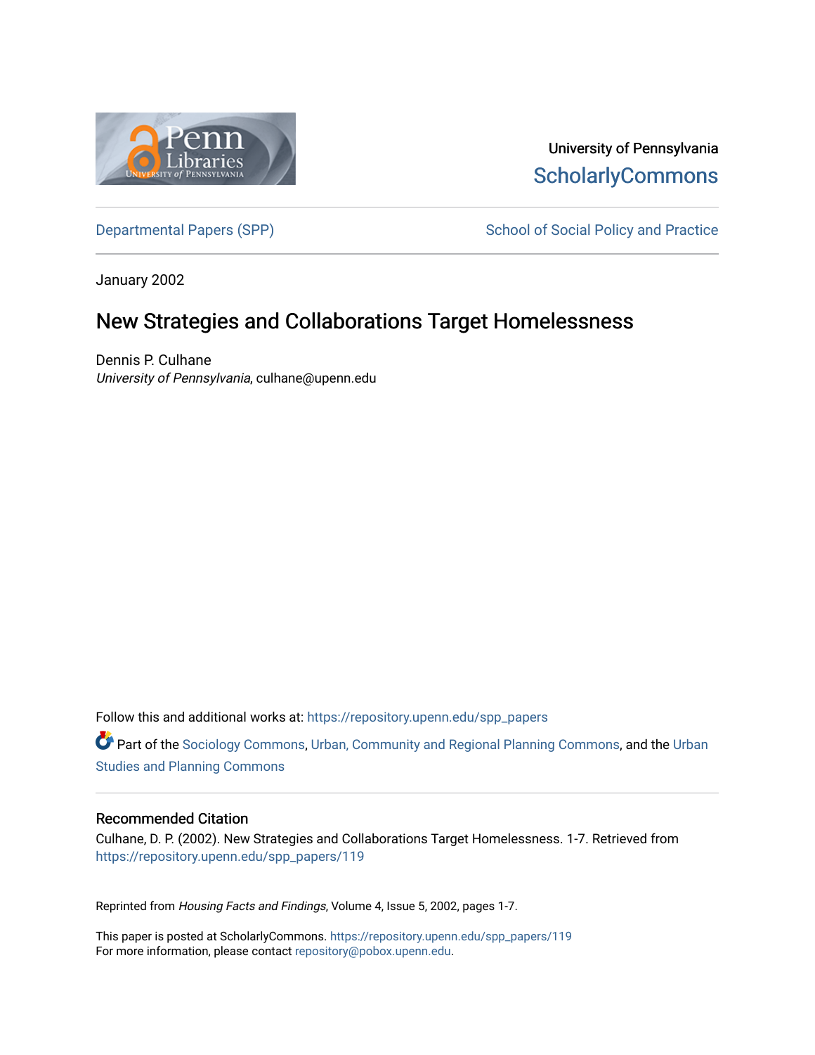University of Pennsylvania

ScholarlyCommons

Departmental Papers (SPP) | School of Social Policy and Practice

January 2002

# New Strategies and Collaborations Target Homelessness

Dennis P. Culhane

*University of Pennsylvania*, culhane@upenn.edu

Follow this and additional works at: https://repository.upenn.edu/spp_papers

Part of the Sociology Commons, Urban, Community and Regional Planning Commons, and the Urban Studies and Planning Commons

## Recommended Citation

Culhane, D. P. (2002). New Strategies and Collaborations Target Homelessness. 1-7. Retrieved from https://repository.upenn.edu/spp_papers/119

Reprinted from *Housing Facts and Findings*, Volume 4, Issue 5, 2002, pages 1-7.

This paper is posted at ScholarlyCommons. https://repository.upenn.edu/spp_papers/119
For more information, please contact repository@pobox.upenn.edu.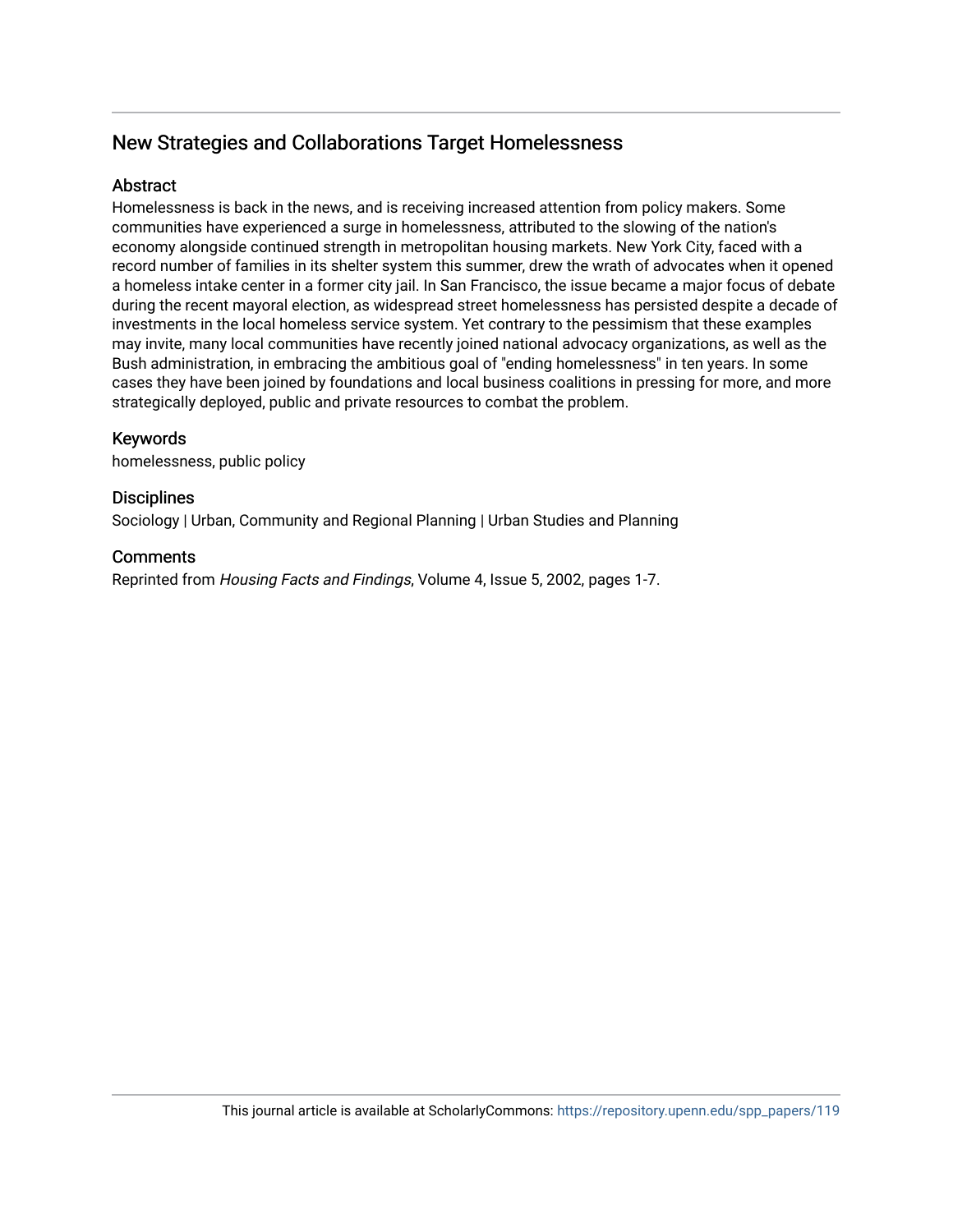## New Strategies and Collaborations Target Homelessness

### Abstract

Homelessness is back in the news, and is receiving increased attention from policy makers. Some communities have experienced a surge in homelessness, attributed to the slowing of the nation's economy alongside continued strength in metropolitan housing markets. New York City, faced with a record number of families in its shelter system this summer, drew the wrath of advocates when it opened a homeless intake center in a former city jail. In San Francisco, the issue became a major focus of debate during the recent mayoral election, as widespread street homelessness has persisted despite a decade of investments in the local homeless service system. Yet contrary to the pessimism that these examples may invite, many local communities have recently joined national advocacy organizations, as well as the Bush administration, in embracing the ambitious goal of "ending homelessness" in ten years. In some cases they have been joined by foundations and local business coalitions in pressing for more, and more strategically deployed, public and private resources to combat the problem.

### Keywords

homelessness, public policy

### Disciplines

Sociology | Urban, Community and Regional Planning | Urban Studies and Planning

### Comments

Reprinted from *Housing Facts and Findings*, Volume 4, Issue 5, 2002, pages 1-7.

This journal article is available at ScholarlyCommons: https://repository.upenn.edu/spp_papers/119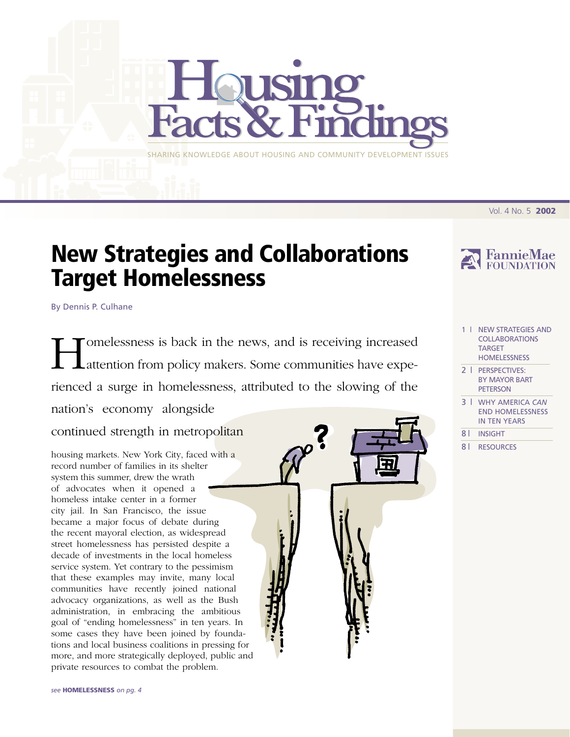# Housing Facts & Findings

SHARING KNOWLEDGE ABOUT HOUSING AND COMMUNITY DEVELOPMENT ISSUES

Vol. 4 No. 5 **2002**

FannieMae FOUNDATION

- 1 | NEW STRATEGIES AND COLLABORATIONS TARGET HOMELESSNESS
- 2 | PERSPECTIVES: BY MAYOR BART PETERSON
- 3 | WHY AMERICA *CAN* END HOMELESSNESS IN TEN YEARS
- 8 | INSIGHT
- 8 | RESOURCES

# New Strategies and Collaborations Target Homelessness

By Dennis P. Culhane

Homelessness is back in the news, and is receiving increased attention from policy makers. Some communities have experienced a surge in homelessness, attributed to the slowing of the nation's economy alongside continued strength in metropolitan housing markets. New York City, faced with a record number of families in its shelter system this summer, drew the wrath of advocates when it opened a homeless intake center in a former city jail. In San Francisco, the issue became a major focus of debate during the recent mayoral election, as widespread street homelessness has persisted despite a decade of investments in the local homeless service system. Yet contrary to the pessimism that these examples may invite, many local communities have recently joined national advocacy organizations, as well as the Bush administration, in embracing the ambitious goal of "ending homelessness" in ten years. In some cases they have been joined by foundations and local business coalitions in pressing for more, and more strategically deployed, public and private resources to combat the problem.

*see* **HOMELESSNESS** *on pg. 4*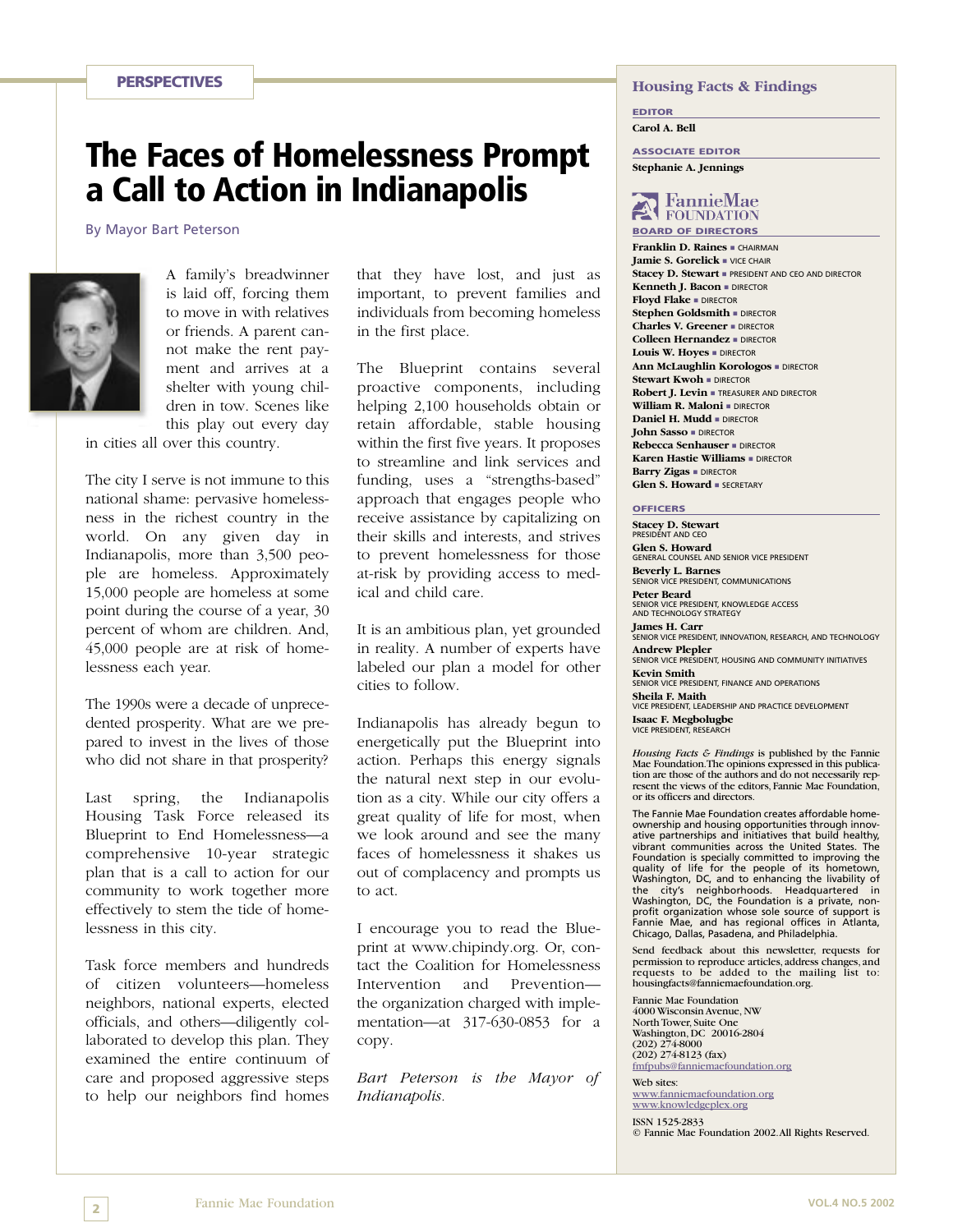PERSPECTIVES

# The Faces of Homelessness Prompt a Call to Action in Indianapolis

By Mayor Bart Peterson

A family's breadwinner is laid off, forcing them to move in with relatives or friends. A parent cannot make the rent payment and arrives at a shelter with young children in tow. Scenes like this play out every day in cities all over this country.

The city I serve is not immune to this national shame: pervasive homelessness in the richest country in the world. On any given day in Indianapolis, more than 3,500 people are homeless. Approximately 15,000 people are homeless at some point during the course of a year, 30 percent of whom are children. And, 45,000 people are at risk of homelessness each year.

The 1990s were a decade of unprecedented prosperity. What are we prepared to invest in the lives of those who did not share in that prosperity?

Last spring, the Indianapolis Housing Task Force released its Blueprint to End Homelessness—a comprehensive 10-year strategic plan that is a call to action for our community to work together more effectively to stem the tide of homelessness in this city.

Task force members and hundreds of citizen volunteers—homeless neighbors, national experts, elected officials, and others—diligently collaborated to develop this plan. They examined the entire continuum of care and proposed aggressive steps to help our neighbors find homes that they have lost, and just as important, to prevent families and individuals from becoming homeless in the first place.

The Blueprint contains several proactive components, including helping 2,100 households obtain or retain affordable, stable housing within the first five years. It proposes to streamline and link services and funding, uses a "strengths-based" approach that engages people who receive assistance by capitalizing on their skills and interests, and strives to prevent homelessness for those at-risk by providing access to medical and child care.

It is an ambitious plan, yet grounded in reality. A number of experts have labeled our plan a model for other cities to follow.

Indianapolis has already begun to energetically put the Blueprint into action. Perhaps this energy signals the natural next step in our evolution as a city. While our city offers a great quality of life for most, when we look around and see the many faces of homelessness it shakes us out of complacency and prompts us to act.

I encourage you to read the Blueprint at www.chipindy.org. Or, contact the Coalition for Homelessness Intervention and Prevention—the organization charged with implementation—at 317-630-0853 for a copy.

*Bart Peterson is the Mayor of Indianapolis.*

---

## Housing Facts & Findings

**EDITOR**
Carol A. Bell

**ASSOCIATE EDITOR**
Stephanie A. Jennings

FannieMae FOUNDATION

**BOARD OF DIRECTORS**

- **Franklin D. Raines** ■ CHAIRMAN
- **Jamie S. Gorelick** ■ VICE CHAIR
- **Stacey D. Stewart** ■ PRESIDENT AND CEO AND DIRECTOR
- **Kenneth J. Bacon** ■ DIRECTOR
- **Floyd Flake** ■ DIRECTOR
- **Stephen Goldsmith** ■ DIRECTOR
- **Charles V. Greener** ■ DIRECTOR
- **Colleen Hernandez** ■ DIRECTOR
- **Louis W. Hoyes** ■ DIRECTOR
- **Ann McLaughlin Korologos** ■ DIRECTOR
- **Stewart Kwoh** ■ DIRECTOR
- **Robert J. Levin** ■ TREASURER AND DIRECTOR
- **William R. Maloni** ■ DIRECTOR
- **Daniel H. Mudd** ■ DIRECTOR
- **John Sasso** ■ DIRECTOR
- **Rebecca Senhauser** ■ DIRECTOR
- **Karen Hastie Williams** ■ DIRECTOR
- **Barry Zigas** ■ DIRECTOR
- **Glen S. Howard** ■ SECRETARY

**OFFICERS**

- **Stacey D. Stewart** — PRESIDENT AND CEO
- **Glen S. Howard** — GENERAL COUNSEL AND SENIOR VICE PRESIDENT
- **Beverly L. Barnes** — SENIOR VICE PRESIDENT, COMMUNICATIONS
- **Peter Beard** — SENIOR VICE PRESIDENT, KNOWLEDGE ACCESS AND TECHNOLOGY STRATEGY
- **James H. Carr** — SENIOR VICE PRESIDENT, INNOVATION, RESEARCH, AND TECHNOLOGY
- **Andrew Plepler** — SENIOR VICE PRESIDENT, HOUSING AND COMMUNITY INITIATIVES
- **Kevin Smith** — SENIOR VICE PRESIDENT, FINANCE AND OPERATIONS
- **Sheila F. Maith** — VICE PRESIDENT, LEADERSHIP AND PRACTICE DEVELOPMENT
- **Isaac F. Megbolugbe** — VICE PRESIDENT, RESEARCH

*Housing Facts & Findings* is published by the Fannie Mae Foundation. The opinions expressed in this publication are those of the authors and do not necessarily represent the views of the editors, Fannie Mae Foundation, or its officers and directors.

The Fannie Mae Foundation creates affordable homeownership and housing opportunities through innovative partnerships and initiatives that build healthy, vibrant communities across the United States. The Foundation is specially committed to improving the quality of life for the people of its hometown, Washington, DC, and to enhancing the livability of the city's neighborhoods. Headquartered in Washington, DC, the Foundation is a private, nonprofit organization whose sole source of support is Fannie Mae, and has regional offices in Atlanta, Chicago, Dallas, Pasadena, and Philadelphia.

Send feedback about this newsletter, requests for permission to reproduce articles, address changes, and requests to be added to the mailing list to: housingfacts@fanniemaefoundation.org.

Fannie Mae Foundation
4000 Wisconsin Avenue, NW
North Tower, Suite One
Washington, DC 20016-2804
(202) 274-8000
(202) 274-8123 (fax)
fmfpubs@fanniemaefoundation.org

Web sites:
www.fanniemaefoundation.org
www.knowledgeplex.org

ISSN 1525-2833
© Fannie Mae Foundation 2002. All Rights Reserved.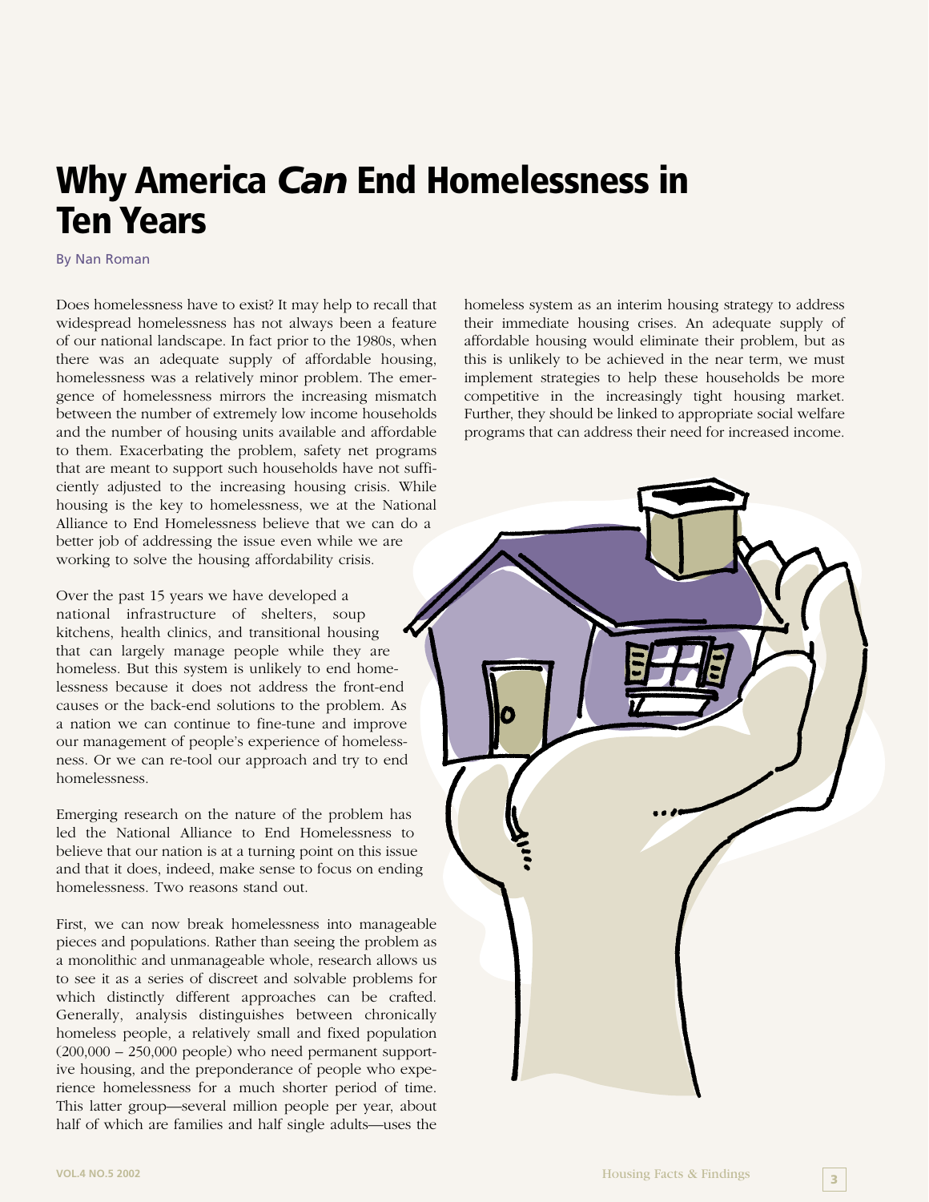# Why America *Can* End Homelessness in Ten Years

By Nan Roman

Does homelessness have to exist? It may help to recall that widespread homelessness has not always been a feature of our national landscape. In fact prior to the 1980s, when there was an adequate supply of affordable housing, homelessness was a relatively minor problem. The emergence of homelessness mirrors the increasing mismatch between the number of extremely low income households and the number of housing units available and affordable to them. Exacerbating the problem, safety net programs that are meant to support such households have not sufficiently adjusted to the increasing housing crisis. While housing is the key to homelessness, we at the National Alliance to End Homelessness believe that we can do a better job of addressing the issue even while we are working to solve the housing affordability crisis.

Over the past 15 years we have developed a national infrastructure of shelters, soup kitchens, health clinics, and transitional housing that can largely manage people while they are homeless. But this system is unlikely to end homelessness because it does not address the front-end causes or the back-end solutions to the problem. As a nation we can continue to fine-tune and improve our management of people's experience of homelessness. Or we can re-tool our approach and try to end homelessness.

Emerging research on the nature of the problem has led the National Alliance to End Homelessness to believe that our nation is at a turning point on this issue and that it does, indeed, make sense to focus on ending homelessness. Two reasons stand out.

First, we can now break homelessness into manageable pieces and populations. Rather than seeing the problem as a monolithic and unmanageable whole, research allows us to see it as a series of discreet and solvable problems for which distinctly different approaches can be crafted. Generally, analysis distinguishes between chronically homeless people, a relatively small and fixed population (200,000 – 250,000 people) who need permanent supportive housing, and the preponderance of people who experience homelessness for a much shorter period of time. This latter group—several million people per year, about half of which are families and half single adults—uses the homeless system as an interim housing strategy to address their immediate housing crises. An adequate supply of affordable housing would eliminate their problem, but as this is unlikely to be achieved in the near term, we must implement strategies to help these households be more competitive in the increasingly tight housing market. Further, they should be linked to appropriate social welfare programs that can address their need for increased income.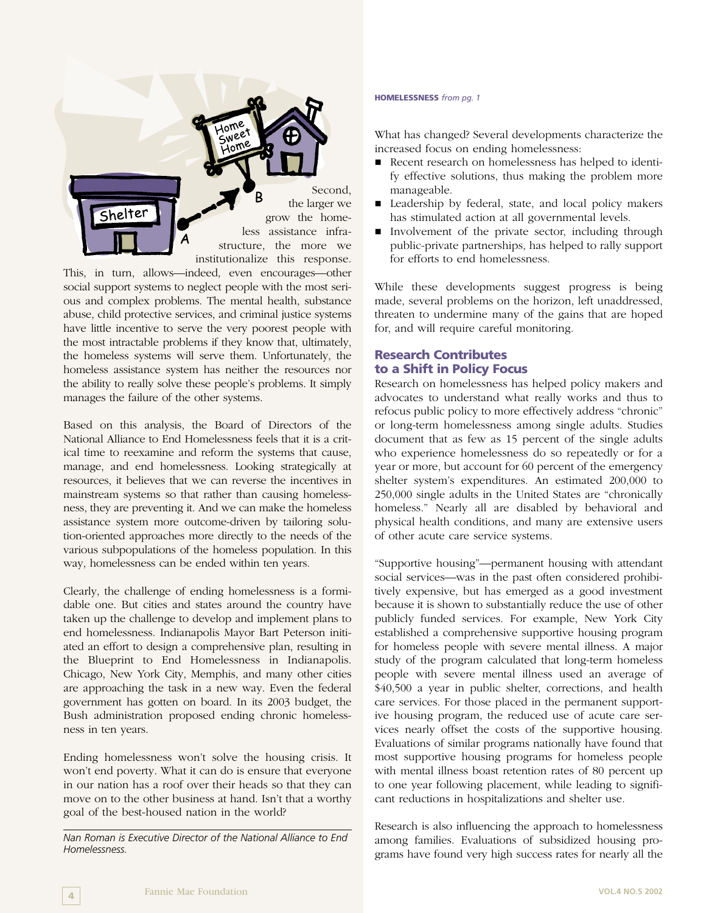Second, the larger we grow the homeless assistance infrastructure, the more we institutionalize this response. This, in turn, allows—indeed, even encourages—other social support systems to neglect people with the most serious and complex problems. The mental health, substance abuse, child protective services, and criminal justice systems have little incentive to serve the very poorest people with the most intractable problems if they know that, ultimately, the homeless systems will serve them. Unfortunately, the homeless assistance system has neither the resources nor the ability to really solve these people's problems. It simply manages the failure of the other systems.

Based on this analysis, the Board of Directors of the National Alliance to End Homelessness feels that it is a critical time to reexamine and reform the systems that cause, manage, and end homelessness. Looking strategically at resources, it believes that we can reverse the incentives in mainstream systems so that rather than causing homelessness, they are preventing it. And we can make the homeless assistance system more outcome-driven by tailoring solution-oriented approaches more directly to the needs of the various subpopulations of the homeless population. In this way, homelessness can be ended within ten years.

Clearly, the challenge of ending homelessness is a formidable one. But cities and states around the country have taken up the challenge to develop and implement plans to end homelessness. Indianapolis Mayor Bart Peterson initiated an effort to design a comprehensive plan, resulting in the Blueprint to End Homelessness in Indianapolis. Chicago, New York City, Memphis, and many other cities are approaching the task in a new way. Even the federal government has gotten on board. In its 2003 budget, the Bush administration proposed ending chronic homelessness in ten years.

Ending homelessness won't solve the housing crisis. It won't end poverty. What it can do is ensure that everyone in our nation has a roof over their heads so that they can move on to the other business at hand. Isn't that a worthy goal of the best-housed nation in the world?

*Nan Roman is Executive Director of the National Alliance to End Homelessness.*

**HOMELESSNESS** *from pg. 1*

What has changed? Several developments characterize the increased focus on ending homelessness:

- Recent research on homelessness has helped to identify effective solutions, thus making the problem more manageable.
- Leadership by federal, state, and local policy makers has stimulated action at all governmental levels.
- Involvement of the private sector, including through public-private partnerships, has helped to rally support for efforts to end homelessness.

While these developments suggest progress is being made, several problems on the horizon, left unaddressed, threaten to undermine many of the gains that are hoped for, and will require careful monitoring.

## Research Contributes to a Shift in Policy Focus

Research on homelessness has helped policy makers and advocates to understand what really works and thus to refocus public policy to more effectively address "chronic" or long-term homelessness among single adults. Studies document that as few as 15 percent of the single adults who experience homelessness do so repeatedly or for a year or more, but account for 60 percent of the emergency shelter system's expenditures. An estimated 200,000 to 250,000 single adults in the United States are "chronically homeless." Nearly all are disabled by behavioral and physical health conditions, and many are extensive users of other acute care service systems.

"Supportive housing"—permanent housing with attendant social services—was in the past often considered prohibitively expensive, but has emerged as a good investment because it is shown to substantially reduce the use of other publicly funded services. For example, New York City established a comprehensive supportive housing program for homeless people with severe mental illness. A major study of the program calculated that long-term homeless people with severe mental illness used an average of $40,500 a year in public shelter, corrections, and health care services. For those placed in the permanent supportive housing program, the reduced use of acute care services nearly offset the costs of the supportive housing. Evaluations of similar programs nationally have found that most supportive housing programs for homeless people with mental illness boast retention rates of 80 percent up to one year following placement, while leading to significant reductions in hospitalizations and shelter use.

Research is also influencing the approach to homelessness among families. Evaluations of subsidized housing programs have found very high success rates for nearly all the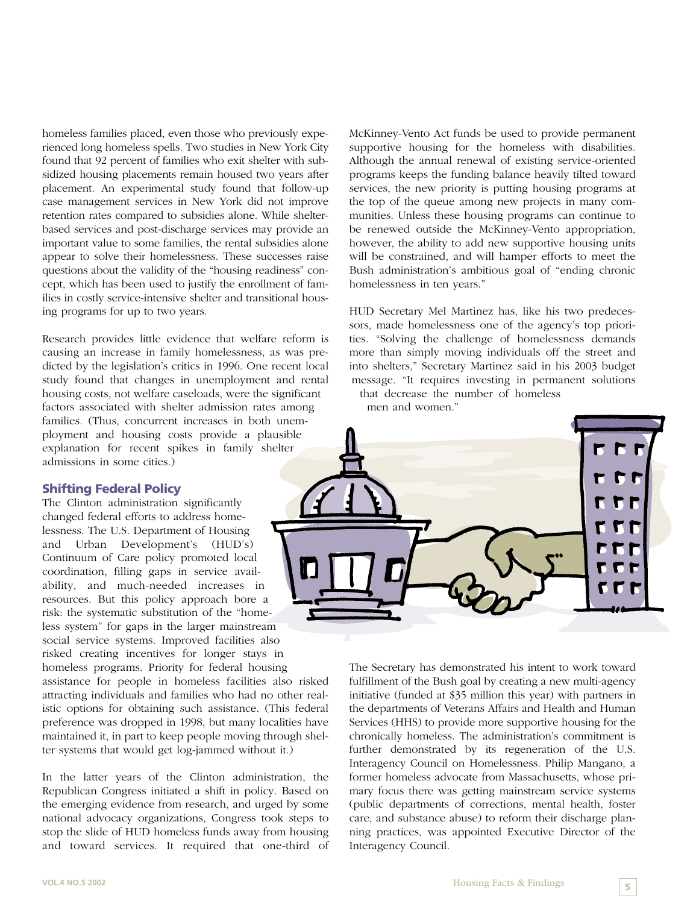homeless families placed, even those who previously experienced long homeless spells. Two studies in New York City found that 92 percent of families who exit shelter with subsidized housing placements remain housed two years after placement. An experimental study found that follow-up case management services in New York did not improve retention rates compared to subsidies alone. While shelter-based services and post-discharge services may provide an important value to some families, the rental subsidies alone appear to solve their homelessness. These successes raise questions about the validity of the "housing readiness" concept, which has been used to justify the enrollment of families in costly service-intensive shelter and transitional housing programs for up to two years.

Research provides little evidence that welfare reform is causing an increase in family homelessness, as was predicted by the legislation's critics in 1996. One recent local study found that changes in unemployment and rental housing costs, not welfare caseloads, were the significant factors associated with shelter admission rates among families. (Thus, concurrent increases in both unemployment and housing costs provide a plausible explanation for recent spikes in family shelter admissions in some cities.)

### Shifting Federal Policy

The Clinton administration significantly changed federal efforts to address homelessness. The U.S. Department of Housing and Urban Development's (HUD's) Continuum of Care policy promoted local coordination, filling gaps in service availability, and much-needed increases in resources. But this policy approach bore a risk: the systematic substitution of the "homeless system" for gaps in the larger mainstream social service systems. Improved facilities also risked creating incentives for longer stays in homeless programs. Priority for federal housing assistance for people in homeless facilities also risked attracting individuals and families who had no other realistic options for obtaining such assistance. (This federal preference was dropped in 1998, but many localities have maintained it, in part to keep people moving through shelter systems that would get log-jammed without it.)

In the latter years of the Clinton administration, the Republican Congress initiated a shift in policy. Based on the emerging evidence from research, and urged by some national advocacy organizations, Congress took steps to stop the slide of HUD homeless funds away from housing and toward services. It required that one-third of McKinney-Vento Act funds be used to provide permanent supportive housing for the homeless with disabilities. Although the annual renewal of existing service-oriented programs keeps the funding balance heavily tilted toward services, the new priority is putting housing programs at the top of the queue among new projects in many communities. Unless these housing programs can continue to be renewed outside the McKinney-Vento appropriation, however, the ability to add new supportive housing units will be constrained, and will hamper efforts to meet the Bush administration's ambitious goal of "ending chronic homelessness in ten years."

HUD Secretary Mel Martinez has, like his two predecessors, made homelessness one of the agency's top priorities. "Solving the challenge of homelessness demands more than simply moving individuals off the street and into shelters," Secretary Martinez said in his 2003 budget message. "It requires investing in permanent solutions that decrease the number of homeless men and women."

The Secretary has demonstrated his intent to work toward fulfillment of the Bush goal by creating a new multi-agency initiative (funded at $35 million this year) with partners in the departments of Veterans Affairs and Health and Human Services (HHS) to provide more supportive housing for the chronically homeless. The administration's commitment is further demonstrated by its regeneration of the U.S. Interagency Council on Homelessness. Philip Mangano, a former homeless advocate from Massachusetts, whose primary focus there was getting mainstream service systems (public departments of corrections, mental health, foster care, and substance abuse) to reform their discharge planning practices, was appointed Executive Director of the Interagency Council.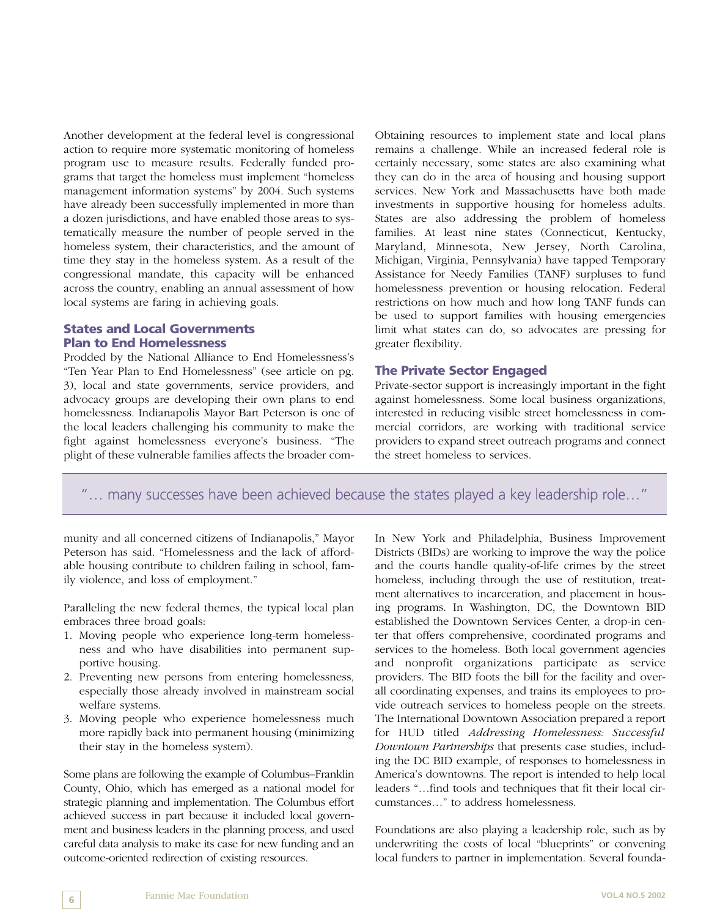Another development at the federal level is congressional action to require more systematic monitoring of homeless program use to measure results. Federally funded programs that target the homeless must implement "homeless management information systems" by 2004. Such systems have already been successfully implemented in more than a dozen jurisdictions, and have enabled those areas to systematically measure the number of people served in the homeless system, their characteristics, and the amount of time they stay in the homeless system. As a result of the congressional mandate, this capacity will be enhanced across the country, enabling an annual assessment of how local systems are faring in achieving goals.

## States and Local Governments Plan to End Homelessness

Prodded by the National Alliance to End Homelessness's "Ten Year Plan to End Homelessness" (see article on pg. 3), local and state governments, service providers, and advocacy groups are developing their own plans to end homelessness. Indianapolis Mayor Bart Peterson is one of the local leaders challenging his community to make the fight against homelessness everyone's business. "The plight of these vulnerable families affects the broader community and all concerned citizens of Indianapolis," Mayor Peterson has said. "Homelessness and the lack of affordable housing contribute to children failing in school, family violence, and loss of employment."

Paralleling the new federal themes, the typical local plan embraces three broad goals:

1. Moving people who experience long-term homelessness and who have disabilities into permanent supportive housing.
2. Preventing new persons from entering homelessness, especially those already involved in mainstream social welfare systems.
3. Moving people who experience homelessness much more rapidly back into permanent housing (minimizing their stay in the homeless system).

Some plans are following the example of Columbus–Franklin County, Ohio, which has emerged as a national model for strategic planning and implementation. The Columbus effort achieved success in part because it included local government and business leaders in the planning process, and used careful data analysis to make its case for new funding and an outcome-oriented redirection of existing resources.

Obtaining resources to implement state and local plans remains a challenge. While an increased federal role is certainly necessary, some states are also examining what they can do in the area of housing and housing support services. New York and Massachusetts have both made investments in supportive housing for homeless adults. States are also addressing the problem of homeless families. At least nine states (Connecticut, Kentucky, Maryland, Minnesota, New Jersey, North Carolina, Michigan, Virginia, Pennsylvania) have tapped Temporary Assistance for Needy Families (TANF) surpluses to fund homelessness prevention or housing relocation. Federal restrictions on how much and how long TANF funds can be used to support families with housing emergencies limit what states can do, so advocates are pressing for greater flexibility.

> "… many successes have been achieved because the states played a key leadership role…"

## The Private Sector Engaged

Private-sector support is increasingly important in the fight against homelessness. Some local business organizations, interested in reducing visible street homelessness in commercial corridors, are working with traditional service providers to expand street outreach programs and connect the street homeless to services.

In New York and Philadelphia, Business Improvement Districts (BIDs) are working to improve the way the police and the courts handle quality-of-life crimes by the street homeless, including through the use of restitution, treatment alternatives to incarceration, and placement in housing programs. In Washington, DC, the Downtown BID established the Downtown Services Center, a drop-in center that offers comprehensive, coordinated programs and services to the homeless. Both local government agencies and nonprofit organizations participate as service providers. The BID foots the bill for the facility and overall coordinating expenses, and trains its employees to provide outreach services to homeless people on the streets. The International Downtown Association prepared a report for HUD titled *Addressing Homelessness: Successful Downtown Partnerships* that presents case studies, including the DC BID example, of responses to homelessness in America's downtowns. The report is intended to help local leaders "…find tools and techniques that fit their local circumstances…" to address homelessness.

Foundations are also playing a leadership role, such as by underwriting the costs of local "blueprints" or convening local funders to partner in implementation. Several founda-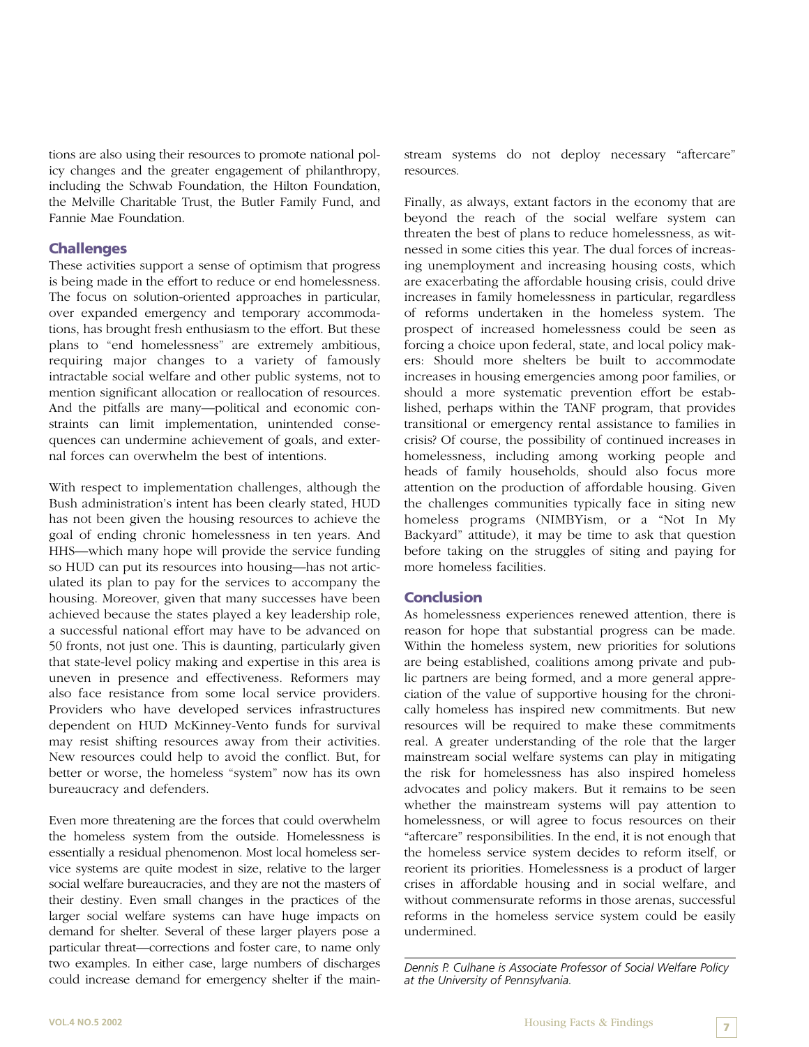tions are also using their resources to promote national policy changes and the greater engagement of philanthropy, including the Schwab Foundation, the Hilton Foundation, the Melville Charitable Trust, the Butler Family Fund, and Fannie Mae Foundation.

## Challenges

These activities support a sense of optimism that progress is being made in the effort to reduce or end homelessness. The focus on solution-oriented approaches in particular, over expanded emergency and temporary accommodations, has brought fresh enthusiasm to the effort. But these plans to "end homelessness" are extremely ambitious, requiring major changes to a variety of famously intractable social welfare and other public systems, not to mention significant allocation or reallocation of resources. And the pitfalls are many—political and economic constraints can limit implementation, unintended consequences can undermine achievement of goals, and external forces can overwhelm the best of intentions.

With respect to implementation challenges, although the Bush administration's intent has been clearly stated, HUD has not been given the housing resources to achieve the goal of ending chronic homelessness in ten years. And HHS—which many hope will provide the service funding so HUD can put its resources into housing—has not articulated its plan to pay for the services to accompany the housing. Moreover, given that many successes have been achieved because the states played a key leadership role, a successful national effort may have to be advanced on 50 fronts, not just one. This is daunting, particularly given that state-level policy making and expertise in this area is uneven in presence and effectiveness. Reformers may also face resistance from some local service providers. Providers who have developed services infrastructures dependent on HUD McKinney-Vento funds for survival may resist shifting resources away from their activities. New resources could help to avoid the conflict. But, for better or worse, the homeless "system" now has its own bureaucracy and defenders.

Even more threatening are the forces that could overwhelm the homeless system from the outside. Homelessness is essentially a residual phenomenon. Most local homeless service systems are quite modest in size, relative to the larger social welfare bureaucracies, and they are not the masters of their destiny. Even small changes in the practices of the larger social welfare systems can have huge impacts on demand for shelter. Several of these larger players pose a particular threat—corrections and foster care, to name only two examples. In either case, large numbers of discharges could increase demand for emergency shelter if the mainstream systems do not deploy necessary "aftercare" resources.

Finally, as always, extant factors in the economy that are beyond the reach of the social welfare system can threaten the best of plans to reduce homelessness, as witnessed in some cities this year. The dual forces of increasing unemployment and increasing housing costs, which are exacerbating the affordable housing crisis, could drive increases in family homelessness in particular, regardless of reforms undertaken in the homeless system. The prospect of increased homelessness could be seen as forcing a choice upon federal, state, and local policy makers: Should more shelters be built to accommodate increases in housing emergencies among poor families, or should a more systematic prevention effort be established, perhaps within the TANF program, that provides transitional or emergency rental assistance to families in crisis? Of course, the possibility of continued increases in homelessness, including among working people and heads of family households, should also focus more attention on the production of affordable housing. Given the challenges communities typically face in siting new homeless programs (NIMBYism, or a "Not In My Backyard" attitude), it may be time to ask that question before taking on the struggles of siting and paying for more homeless facilities.

## Conclusion

As homelessness experiences renewed attention, there is reason for hope that substantial progress can be made. Within the homeless system, new priorities for solutions are being established, coalitions among private and public partners are being formed, and a more general appreciation of the value of supportive housing for the chronically homeless has inspired new commitments. But new resources will be required to make these commitments real. A greater understanding of the role that the larger mainstream social welfare systems can play in mitigating the risk for homelessness has also inspired homeless advocates and policy makers. But it remains to be seen whether the mainstream systems will pay attention to homelessness, or will agree to focus resources on their "aftercare" responsibilities. In the end, it is not enough that the homeless service system decides to reform itself, or reorient its priorities. Homelessness is a product of larger crises in affordable housing and in social welfare, and without commensurate reforms in those arenas, successful reforms in the homeless service system could be easily undermined.

---

*Dennis P. Culhane is Associate Professor of Social Welfare Policy at the University of Pennsylvania.*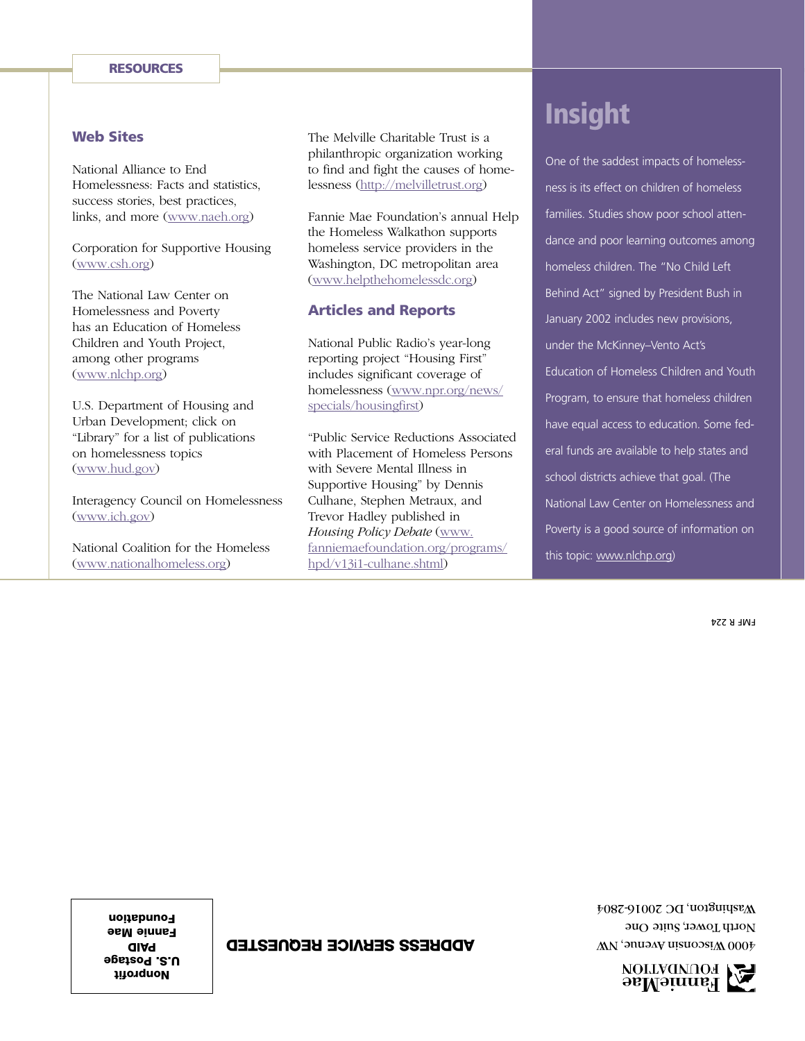## RESOURCES

### Web Sites

National Alliance to End Homelessness: Facts and statistics, success stories, best practices, links, and more (www.naeh.org)

Corporation for Supportive Housing (www.csh.org)

The National Law Center on Homelessness and Poverty has an Education of Homeless Children and Youth Project, among other programs (www.nlchp.org)

U.S. Department of Housing and Urban Development; click on "Library" for a list of publications on homelessness topics (www.hud.gov)

Interagency Council on Homelessness (www.ich.gov)

National Coalition for the Homeless (www.nationalhomeless.org)

The Melville Charitable Trust is a philanthropic organization working to find and fight the causes of homelessness (http://melvilletrust.org)

Fannie Mae Foundation's annual Help the Homeless Walkathon supports homeless service providers in the Washington, DC metropolitan area (www.helpthehomelessdc.org)

### Articles and Reports

National Public Radio's year-long reporting project "Housing First" includes significant coverage of homelessness (www.npr.org/news/specials/housingfirst)

"Public Service Reductions Associated with Placement of Homeless Persons with Severe Mental Illness in Supportive Housing" by Dennis Culhane, Stephen Metraux, and Trevor Hadley published in *Housing Policy Debate* (www.fanniemaefoundation.org/programs/hpd/v13i1-culhane.shtml)

## Insight

One of the saddest impacts of homelessness is its effect on children of homeless families. Studies show poor school attendance and poor learning outcomes among homeless children. The "No Child Left Behind Act" signed by President Bush in January 2002 includes new provisions, under the McKinney–Vento Act's Education of Homeless Children and Youth Program, to ensure that homeless children have equal access to education. Some federal funds are available to help states and school districts achieve that goal. (The National Law Center on Homelessness and Poverty is a good source of information on this topic: www.nlchp.org)

FMF R 224

FannieMae FOUNDATION
4000 Wisconsin Avenue, NW
North Tower, Suite One
Washington, DC 20016-2804

ADDRESS SERVICE REQUESTED

Nonprofit
U.S. Postage
PAID
Fannie Mae
Foundation